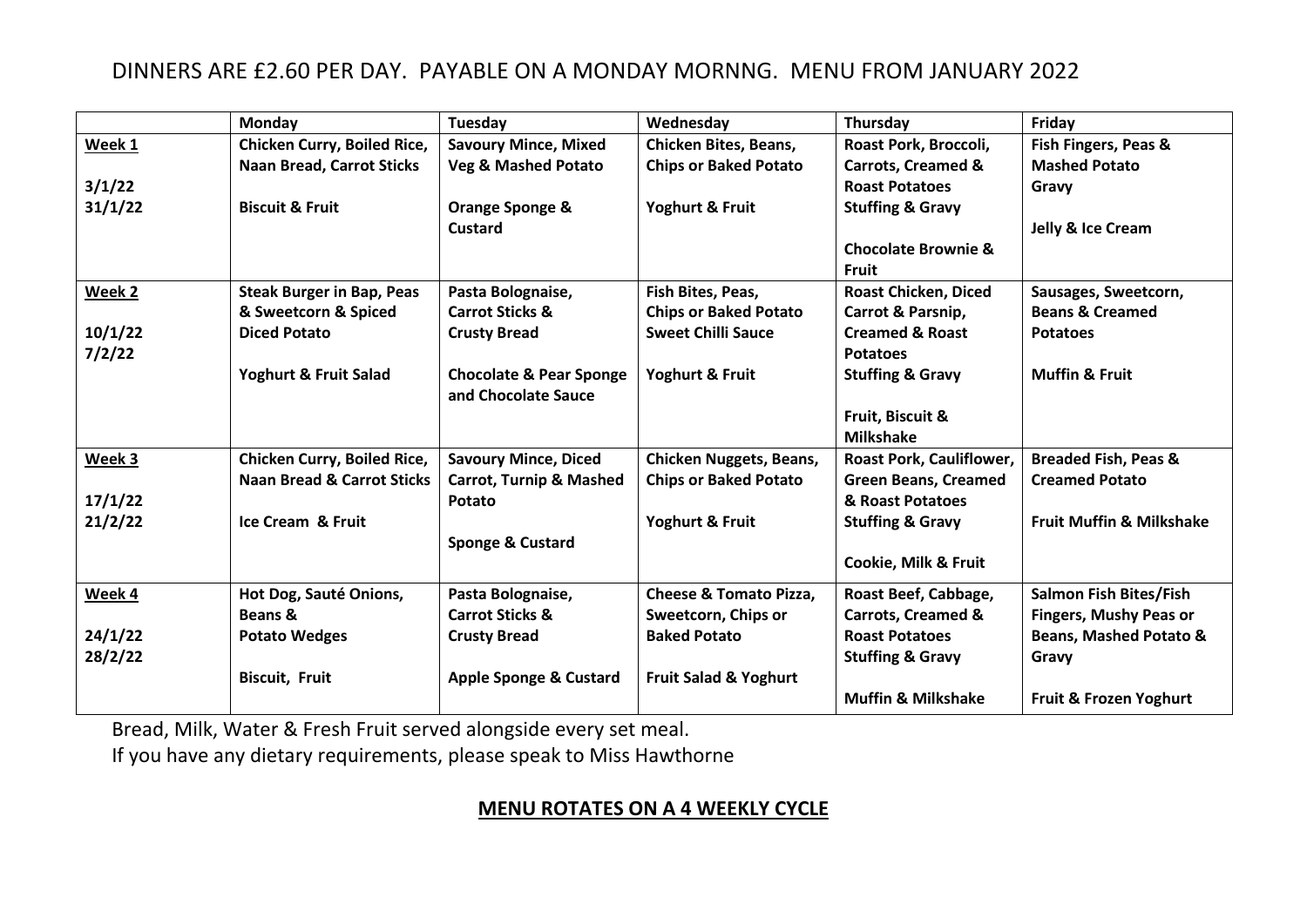DINNERS ARE £2.60 PER DAY. PAYABLE ON A MONDAY MORNNG. MENU FROM JANUARY 2022

| | Monday | Tuesday | Wednesday | Thursday | Friday |
|---|---|---|---|---|---|
| **Week 1**<br><br>**3/1/22**<br>**31/1/22** | **Chicken Curry, Boiled Rice, Naan Bread, Carrot Sticks**<br><br>**Biscuit & Fruit** | **Savoury Mince, Mixed Veg & Mashed Potato**<br><br>**Orange Sponge & Custard** | **Chicken Bites, Beans, Chips or Baked Potato**<br><br>**Yoghurt & Fruit** | **Roast Pork, Broccoli, Carrots, Creamed & Roast Potatoes**<br>**Stuffing & Gravy**<br><br>**Chocolate Brownie & Fruit** | **Fish Fingers, Peas & Mashed Potato**<br>**Gravy**<br><br>**Jelly & Ice Cream** |
| **Week 2**<br><br>**10/1/22**<br>**7/2/22** | **Steak Burger in Bap, Peas & Sweetcorn & Spiced Diced Potato**<br><br>**Yoghurt & Fruit Salad** | **Pasta Bolognaise, Carrot Sticks & Crusty Bread**<br><br>**Chocolate & Pear Sponge and Chocolate Sauce** | **Fish Bites, Peas, Chips or Baked Potato Sweet Chilli Sauce**<br><br>**Yoghurt & Fruit** | **Roast Chicken, Diced Carrot & Parsnip, Creamed & Roast Potatoes**<br>**Stuffing & Gravy**<br><br>**Fruit, Biscuit & Milkshake** | **Sausages, Sweetcorn, Beans & Creamed Potatoes**<br><br>**Muffin & Fruit** |
| **Week 3**<br><br>**17/1/22**<br>**21/2/22** | **Chicken Curry, Boiled Rice, Naan Bread & Carrot Sticks**<br><br>**Ice Cream & Fruit** | **Savoury Mince, Diced Carrot, Turnip & Mashed Potato**<br><br>**Sponge & Custard** | **Chicken Nuggets, Beans, Chips or Baked Potato**<br><br>**Yoghurt & Fruit** | **Roast Pork, Cauliflower, Green Beans, Creamed & Roast Potatoes**<br>**Stuffing & Gravy**<br><br>**Cookie, Milk & Fruit** | **Breaded Fish, Peas & Creamed Potato**<br><br>**Fruit Muffin & Milkshake** |
| **Week 4**<br><br>**24/1/22**<br>**28/2/22** | **Hot Dog, Sauté Onions, Beans & Potato Wedges**<br><br>**Biscuit, Fruit** | **Pasta Bolognaise, Carrot Sticks & Crusty Bread**<br><br>**Apple Sponge & Custard** | **Cheese & Tomato Pizza, Sweetcorn, Chips or Baked Potato**<br><br>**Fruit Salad & Yoghurt** | **Roast Beef, Cabbage, Carrots, Creamed & Roast Potatoes**<br>**Stuffing & Gravy**<br><br>**Muffin & Milkshake** | **Salmon Fish Bites/Fish Fingers, Mushy Peas or Beans, Mashed Potato & Gravy**<br><br>**Fruit & Frozen Yoghurt** |

Bread, Milk, Water & Fresh Fruit served alongside every set meal.
If you have any dietary requirements, please speak to Miss Hawthorne

**MENU ROTATES ON A 4 WEEKLY CYCLE**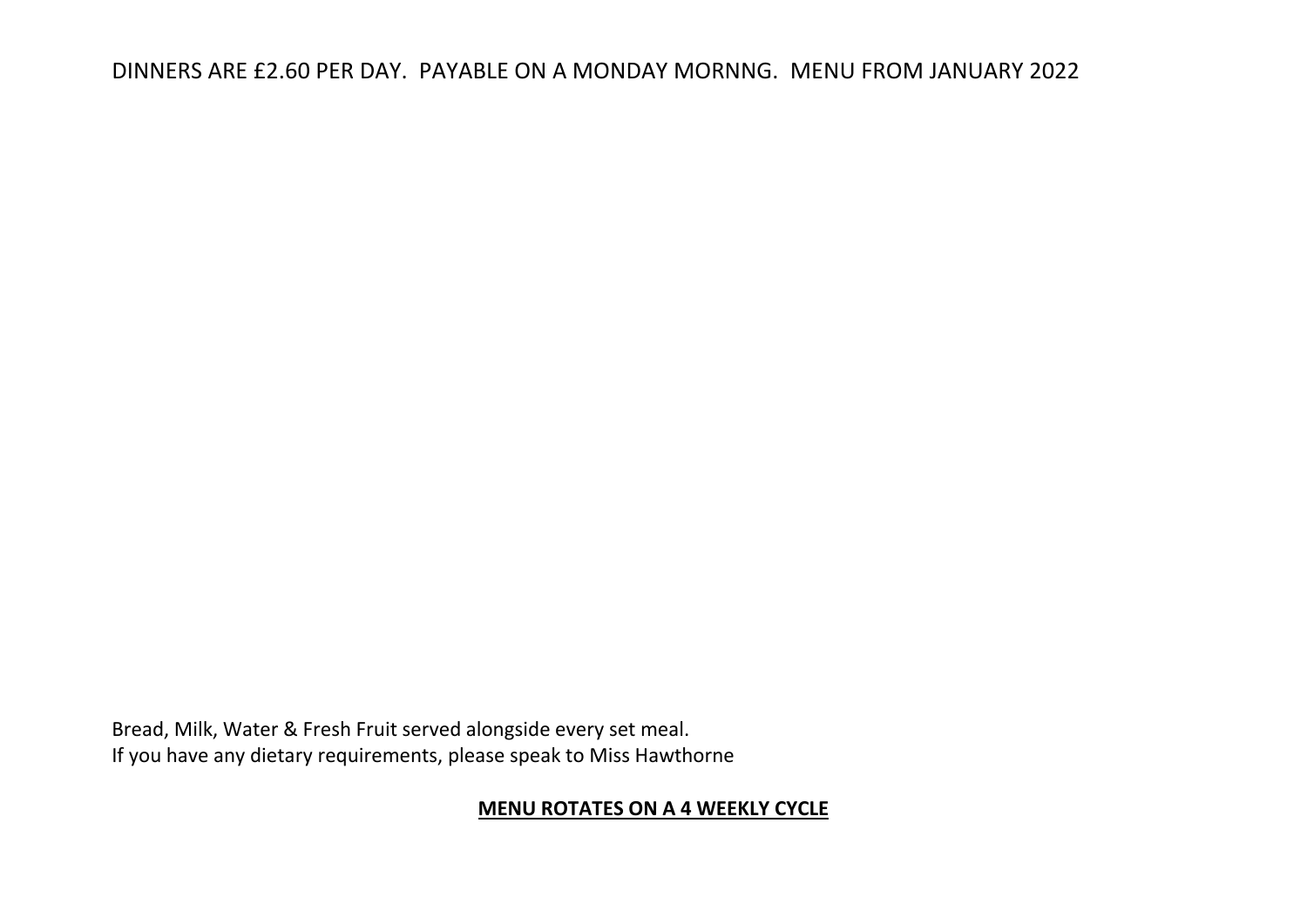DINNERS ARE £2.60 PER DAY.  PAYABLE ON A MONDAY MORNNG.  MENU FROM JANUARY 2022

Bread, Milk, Water & Fresh Fruit served alongside every set meal.
If you have any dietary requirements, please speak to Miss Hawthorne

**MENU ROTATES ON A 4 WEEKLY CYCLE**